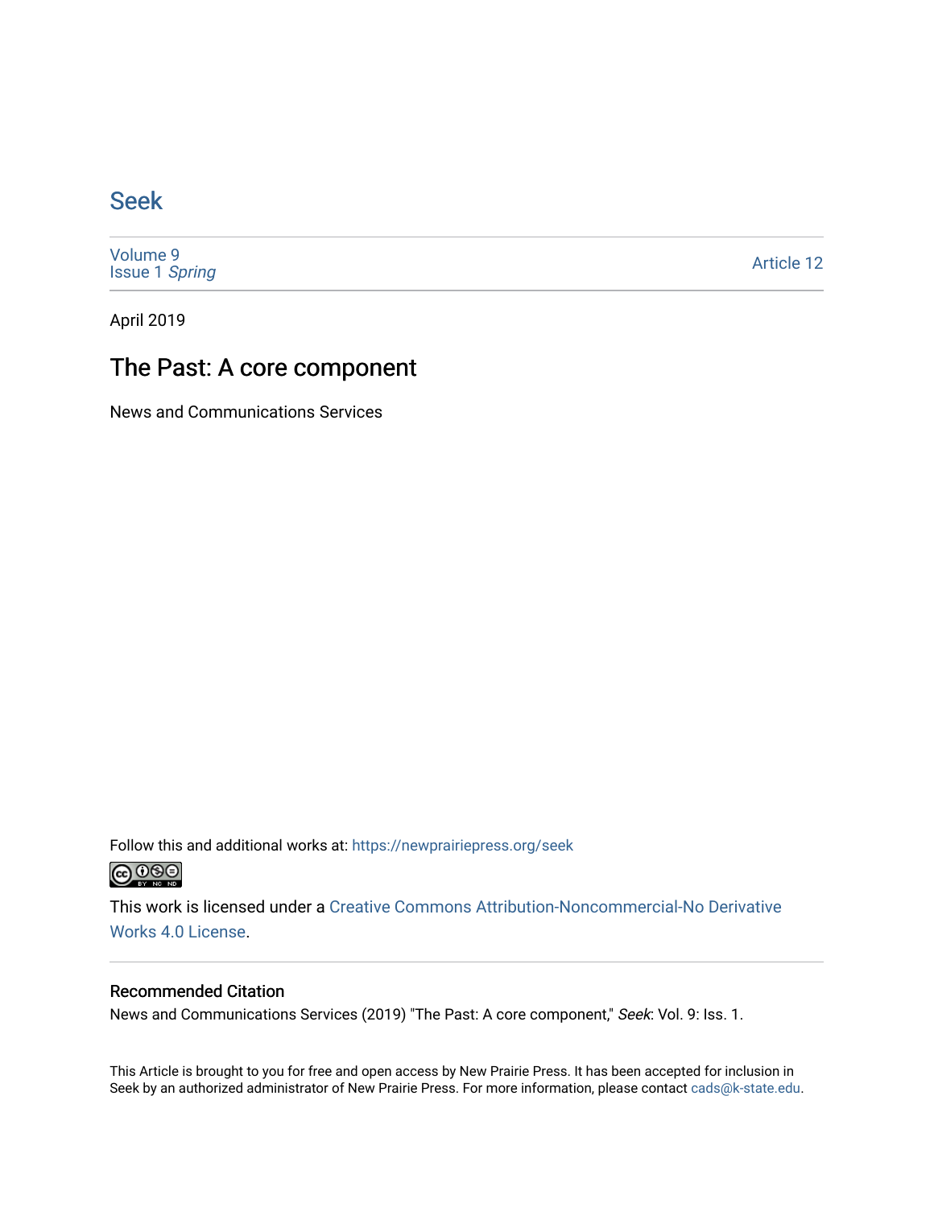# Seek

Volume 9
Issue 1 *Spring*

Article 12

April 2019

## The Past: A core component

News and Communications Services

Follow this and additional works at: https://newprairiepress.org/seek

This work is licensed under a Creative Commons Attribution-Noncommercial-No Derivative Works 4.0 License.

### Recommended Citation

News and Communications Services (2019) "The Past: A core component," *Seek*: Vol. 9: Iss. 1.

This Article is brought to you for free and open access by New Prairie Press. It has been accepted for inclusion in Seek by an authorized administrator of New Prairie Press. For more information, please contact cads@k-state.edu.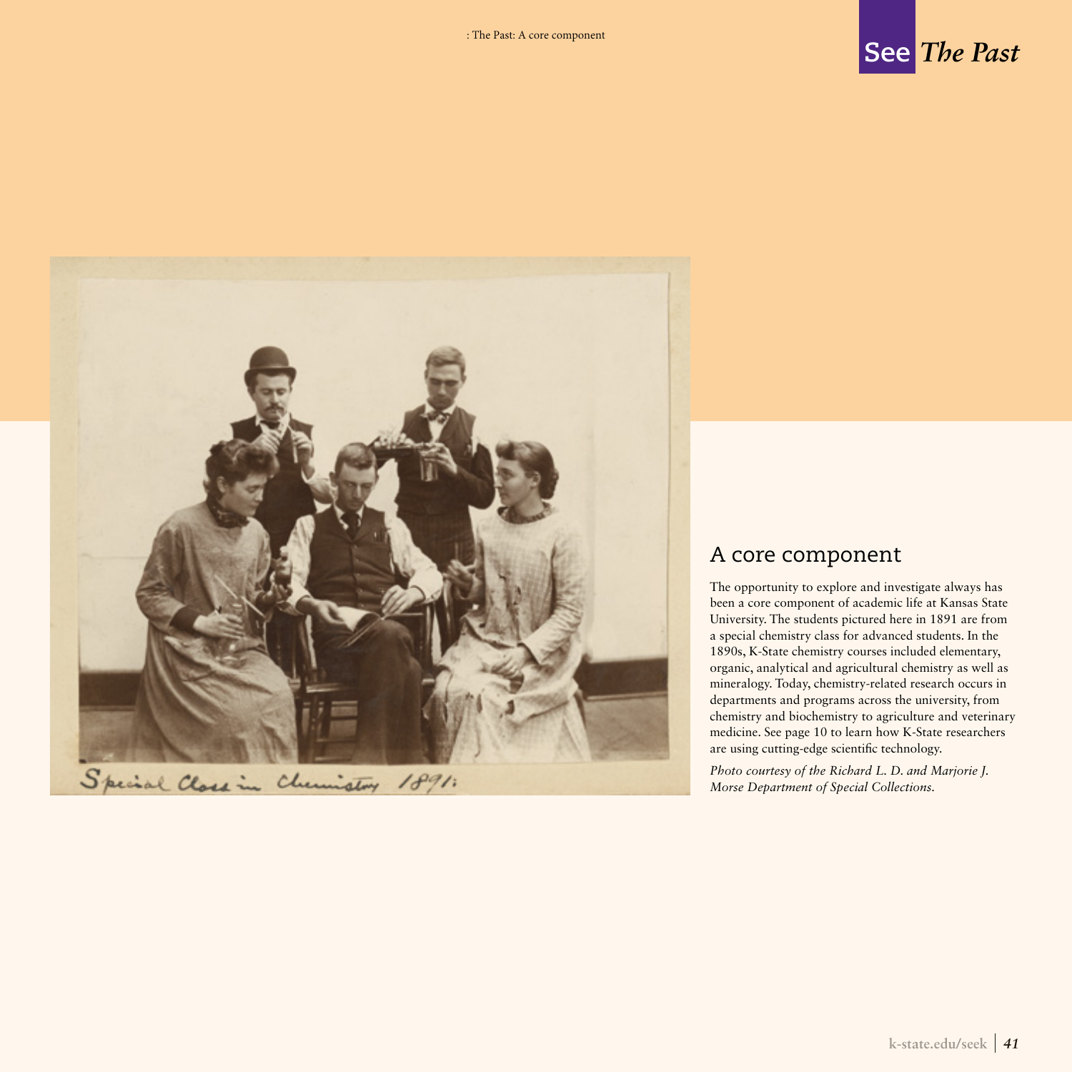## A core component

The opportunity to explore and investigate always has been a core component of academic life at Kansas State University. The students pictured here in 1891 are from a special chemistry class for advanced students. In the 1890s, K-State chemistry courses included elementary, organic, analytical and agricultural chemistry as well as mineralogy. Today, chemistry-related research occurs in departments and programs across the university, from chemistry and biochemistry to agriculture and veterinary medicine. See page 10 to learn how K-State researchers are using cutting-edge scientific technology.

*Photo courtesy of the Richard L. D. and Marjorie J. Morse Department of Special Collections.*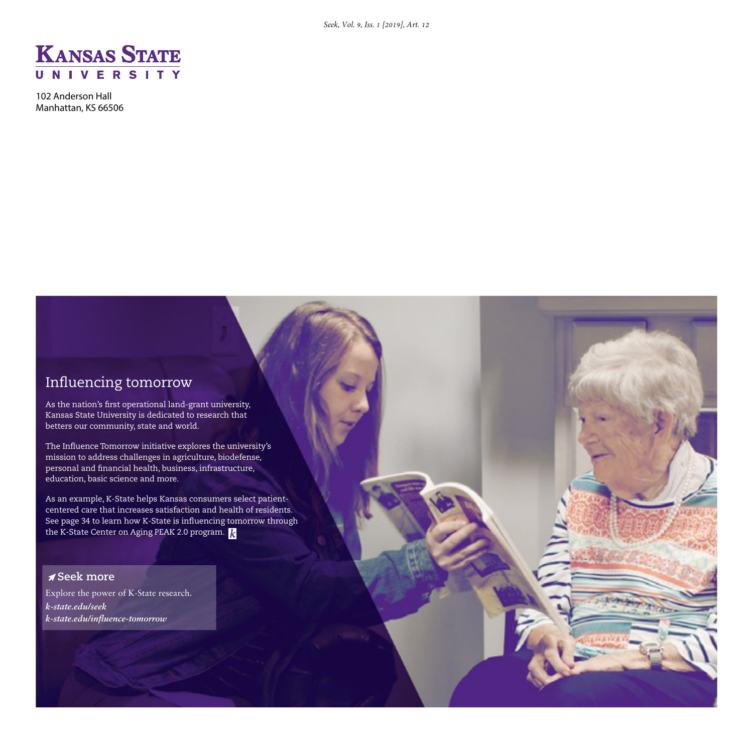**Kansas State University**

102 Anderson Hall
Manhattan, KS 66506

## Influencing tomorrow

As the nation's first operational land-grant university, Kansas State University is dedicated to research that betters our community, state and world.

The Influence Tomorrow initiative explores the university's mission to address challenges in agriculture, biodefense, personal and financial health, business, infrastructure, education, basic science and more.

As an example, K-State helps Kansas consumers select patient-centered care that increases satisfaction and health of residents. See page 34 to learn how K-State is influencing tomorrow through the K-State Center on Aging PEAK 2.0 program.

### Seek more

Explore the power of K-State research.
*k-state.edu/seek*
*k-state.edu/influence-tomorrow*